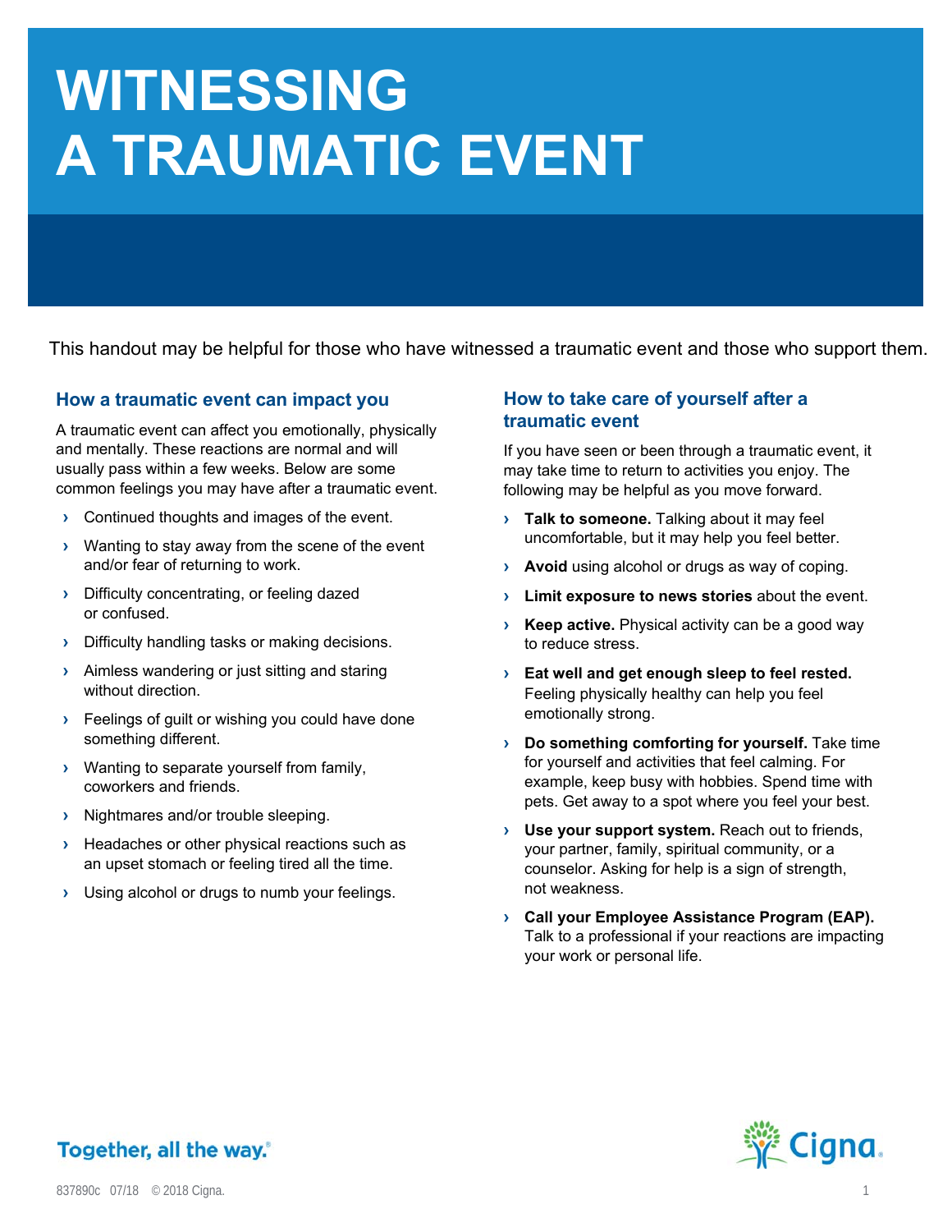# WITNESSING A TRAUMATIC EVENT

This handout may be helpful for those who have witnessed a traumatic event and those who support them.

## How a traumatic event can impact you

A traumatic event can affect you emotionally, physically and mentally. These reactions are normal and will usually pass within a few weeks. Below are some common feelings you may have after a traumatic event.

- Continued thoughts and images of the event.
- Wanting to stay away from the scene of the event and/or fear of returning to work.
- Difficulty concentrating, or feeling dazed or confused.
- Difficulty handling tasks or making decisions.
- Aimless wandering or just sitting and staring without direction.
- Feelings of guilt or wishing you could have done something different.
- Wanting to separate yourself from family, coworkers and friends.
- Nightmares and/or trouble sleeping.
- Headaches or other physical reactions such as an upset stomach or feeling tired all the time.
- Using alcohol or drugs to numb your feelings.

## How to take care of yourself after a traumatic event

If you have seen or been through a traumatic event, it may take time to return to activities you enjoy. The following may be helpful as you move forward.

- **Talk to someone.** Talking about it may feel uncomfortable, but it may help you feel better.
- **Avoid** using alcohol or drugs as way of coping.
- **Limit exposure to news stories** about the event.
- **Keep active.** Physical activity can be a good way to reduce stress.
- **Eat well and get enough sleep to feel rested.** Feeling physically healthy can help you feel emotionally strong.
- **Do something comforting for yourself.** Take time for yourself and activities that feel calming. For example, keep busy with hobbies. Spend time with pets. Get away to a spot where you feel your best.
- **Use your support system.** Reach out to friends, your partner, family, spiritual community, or a counselor. Asking for help is a sign of strength, not weakness.
- **Call your Employee Assistance Program (EAP).** Talk to a professional if your reactions are impacting your work or personal life.

Together, all the way.®

Cigna.

837890c 07/18 © 2018 Cigna.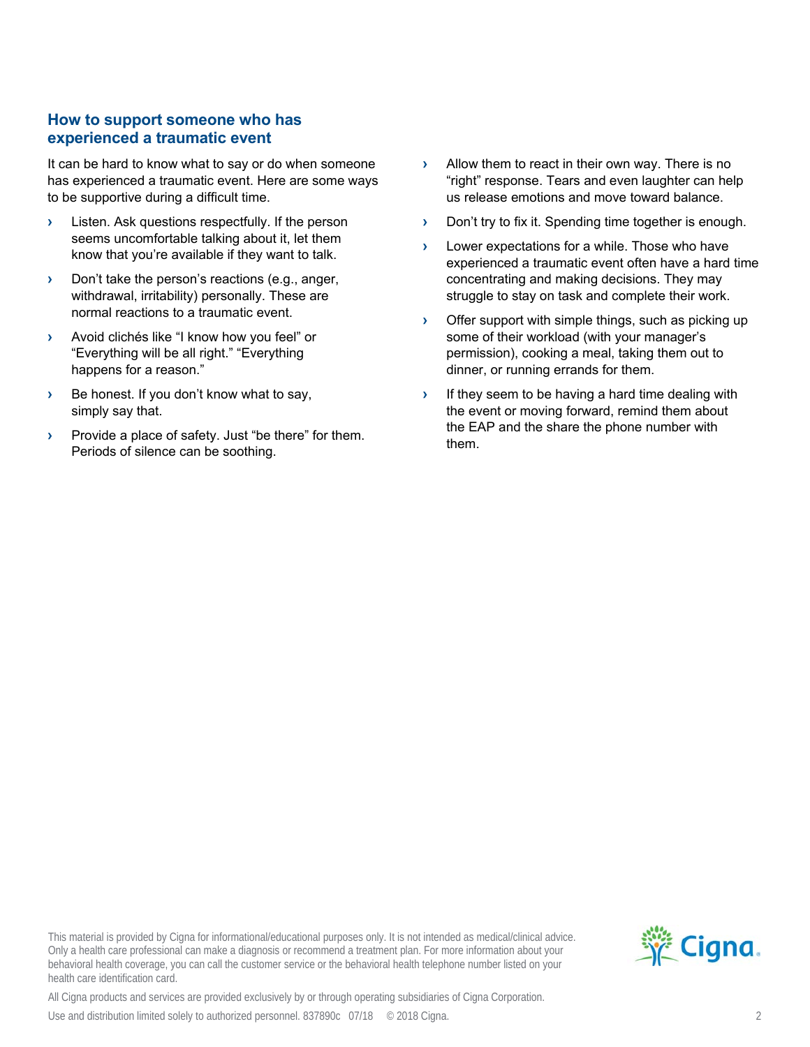## How to support someone who has experienced a traumatic event

It can be hard to know what to say or do when someone has experienced a traumatic event. Here are some ways to be supportive during a difficult time.

- Listen. Ask questions respectfully. If the person seems uncomfortable talking about it, let them know that you're available if they want to talk.
- Don't take the person's reactions (e.g., anger, withdrawal, irritability) personally. These are normal reactions to a traumatic event.
- Avoid clichés like "I know how you feel" or "Everything will be all right." "Everything happens for a reason."
- Be honest. If you don't know what to say, simply say that.
- Provide a place of safety. Just "be there" for them. Periods of silence can be soothing.
- Allow them to react in their own way. There is no "right" response. Tears and even laughter can help us release emotions and move toward balance.
- Don't try to fix it. Spending time together is enough.
- Lower expectations for a while. Those who have experienced a traumatic event often have a hard time concentrating and making decisions. They may struggle to stay on task and complete their work.
- Offer support with simple things, such as picking up some of their workload (with your manager's permission), cooking a meal, taking them out to dinner, or running errands for them.
- If they seem to be having a hard time dealing with the event or moving forward, remind them about the EAP and the share the phone number with them.

This material is provided by Cigna for informational/educational purposes only. It is not intended as medical/clinical advice. Only a health care professional can make a diagnosis or recommend a treatment plan. For more information about your behavioral health coverage, you can call the customer service or the behavioral health telephone number listed on your health care identification card.

All Cigna products and services are provided exclusively by or through operating subsidiaries of Cigna Corporation.

Use and distribution limited solely to authorized personnel. 837890c 07/18 © 2018 Cigna.